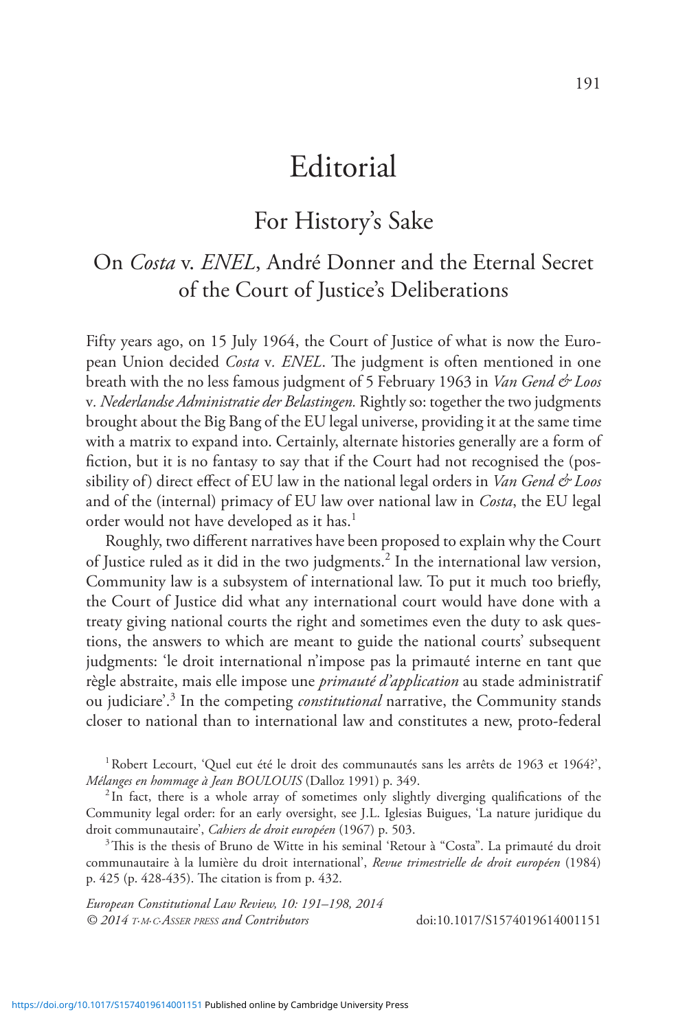# Editorial

## For History's Sake

### On *Costa* v. *ENEL*, André Donner and the Eternal Secret of the Court of Justice's Deliberations

Fifty years ago, on 15 July 1964, the Court of Justice of what is now the European Union decided *Costa* v. *ENEL*. The judgment is often mentioned in one breath with the no less famous judgment of 5 February 1963 in *Van Gend & Loos* v. *Nederlandse Administratie der Belastingen.* Rightly so: together the two judgments brought about the Big Bang of the EU legal universe, providing it at the same time with a matrix to expand into. Certainly, alternate histories generally are a form of fiction, but it is no fantasy to say that if the Court had not recognised the (possibility of) direct effect of EU law in the national legal orders in *Van Gend & Loos* and of the (internal) primacy of EU law over national law in *Costa*, the EU legal order would not have developed as it has.[1]

Roughly, two different narratives have been proposed to explain why the Court of Justice ruled as it did in the two judgments.[2] In the international law version, Community law is a subsystem of international law. To put it much too briefly, the Court of Justice did what any international court would have done with a treaty giving national courts the right and sometimes even the duty to ask questions, the answers to which are meant to guide the national courts' subsequent judgments: 'le droit international n'impose pas la primauté interne en tant que règle abstraite, mais elle impose une *primauté d'application* au stade administratif ou judiciare'.[3] In the competing *constitutional* narrative, the Community stands closer to national than to international law and constitutes a new, proto-federal

[1] Robert Lecourt, 'Quel eut été le droit des communautés sans les arrêts de 1963 et 1964?', *Mélanges en hommage à Jean BOULOUIS* (Dalloz 1991) p. 349.

[2] In fact, there is a whole array of sometimes only slightly diverging qualifications of the Community legal order: for an early oversight, see J.L. Iglesias Buigues, 'La nature juridique du droit communautaire', *Cahiers de droit européen* (1967) p. 503.

[3] This is the thesis of Bruno de Witte in his seminal 'Retour à "Costa". La primauté du droit communautaire à la lumière du droit international', *Revue trimestrielle de droit européen* (1984) p. 425 (p. 428-435). The citation is from p. 432.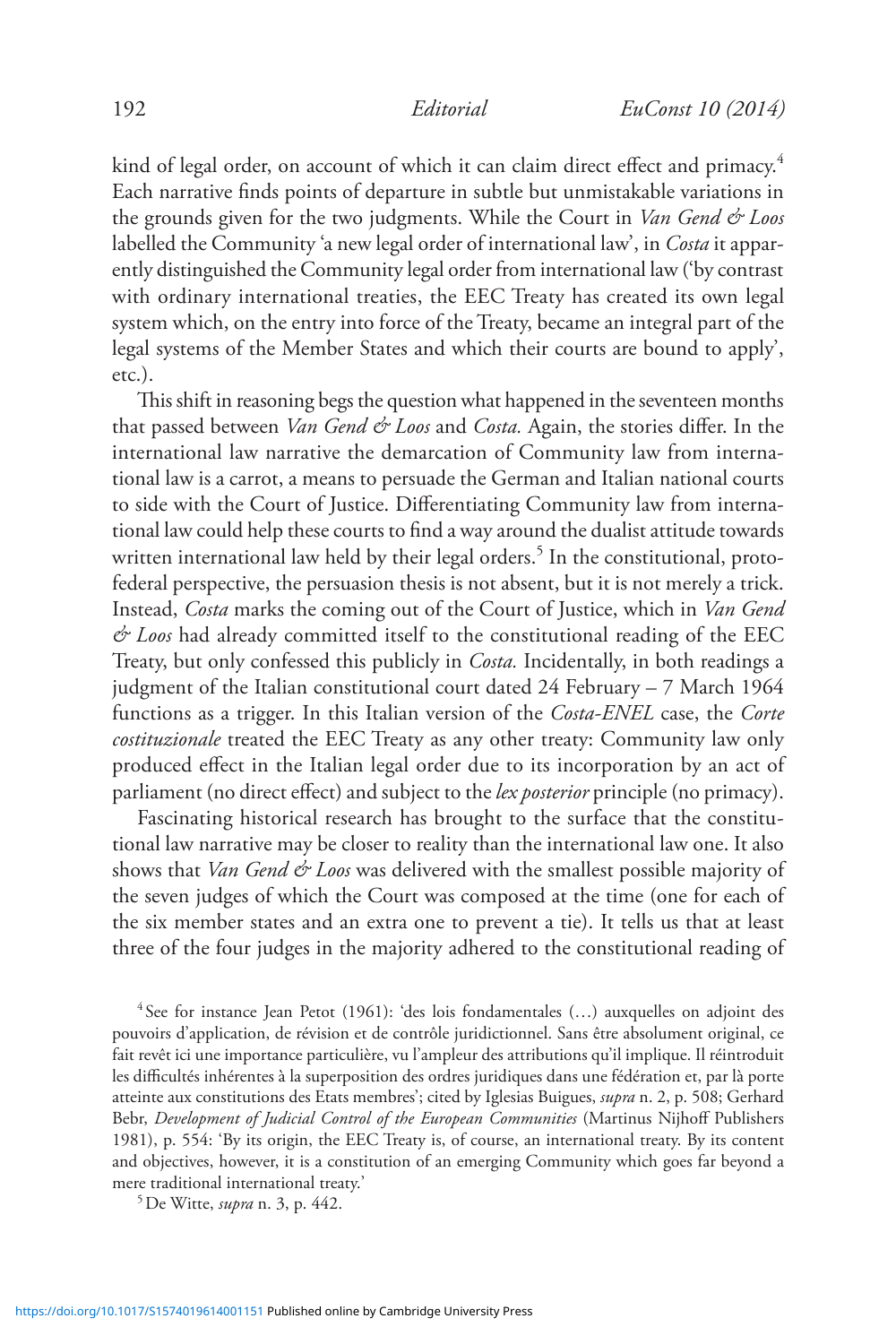kind of legal order, on account of which it can claim direct effect and primacy.[4] Each narrative finds points of departure in subtle but unmistakable variations in the grounds given for the two judgments. While the Court in *Van Gend & Loos* labelled the Community 'a new legal order of international law', in *Costa* it apparently distinguished the Community legal order from international law ('by contrast with ordinary international treaties, the EEC Treaty has created its own legal system which, on the entry into force of the Treaty, became an integral part of the legal systems of the Member States and which their courts are bound to apply', etc.).

This shift in reasoning begs the question what happened in the seventeen months that passed between *Van Gend & Loos* and *Costa.* Again, the stories differ. In the international law narrative the demarcation of Community law from international law is a carrot, a means to persuade the German and Italian national courts to side with the Court of Justice. Differentiating Community law from international law could help these courts to find a way around the dualist attitude towards written international law held by their legal orders.[5] In the constitutional, proto-federal perspective, the persuasion thesis is not absent, but it is not merely a trick. Instead, *Costa* marks the coming out of the Court of Justice, which in *Van Gend & Loos* had already committed itself to the constitutional reading of the EEC Treaty, but only confessed this publicly in *Costa.* Incidentally, in both readings a judgment of the Italian constitutional court dated 24 February – 7 March 1964 functions as a trigger. In this Italian version of the *Costa-ENEL* case, the *Corte costituzionale* treated the EEC Treaty as any other treaty: Community law only produced effect in the Italian legal order due to its incorporation by an act of parliament (no direct effect) and subject to the *lex posterior* principle (no primacy).

Fascinating historical research has brought to the surface that the constitutional law narrative may be closer to reality than the international law one. It also shows that *Van Gend & Loos* was delivered with the smallest possible majority of the seven judges of which the Court was composed at the time (one for each of the six member states and an extra one to prevent a tie). It tells us that at least three of the four judges in the majority adhered to the constitutional reading of

[4] See for instance Jean Petot (1961): 'des lois fondamentales (…) auxquelles on adjoint des pouvoirs d'application, de révision et de contrôle juridictionnel. Sans être absolument original, ce fait revêt ici une importance particulière, vu l'ampleur des attributions qu'il implique. Il réintroduit les difficultés inhérentes à la superposition des ordres juridiques dans une fédération et, par là porte atteinte aux constitutions des Etats membres'; cited by Iglesias Buigues, *supra* n. 2, p. 508; Gerhard Bebr, *Development of Judicial Control of the European Communities* (Martinus Nijhoff Publishers 1981), p. 554: 'By its origin, the EEC Treaty is, of course, an international treaty. By its content and objectives, however, it is a constitution of an emerging Community which goes far beyond a mere traditional international treaty.'

[5] De Witte, *supra* n. 3, p. 442.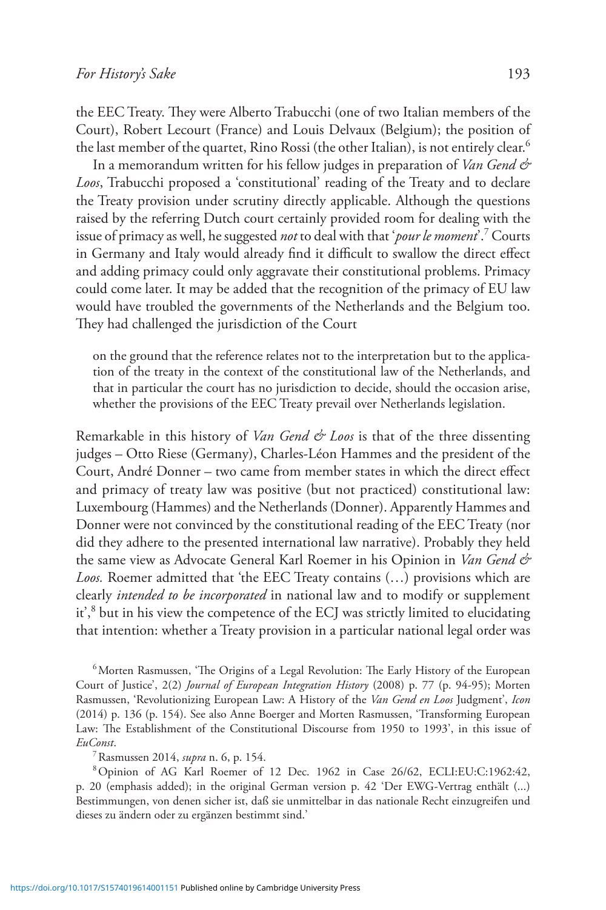the EEC Treaty. They were Alberto Trabucchi (one of two Italian members of the Court), Robert Lecourt (France) and Louis Delvaux (Belgium); the position of the last member of the quartet, Rino Rossi (the other Italian), is not entirely clear.[6]

In a memorandum written for his fellow judges in preparation of *Van Gend & Loos*, Trabucchi proposed a 'constitutional' reading of the Treaty and to declare the Treaty provision under scrutiny directly applicable. Although the questions raised by the referring Dutch court certainly provided room for dealing with the issue of primacy as well, he suggested *not* to deal with that '*pour le moment*'.[7] Courts in Germany and Italy would already find it difficult to swallow the direct effect and adding primacy could only aggravate their constitutional problems. Primacy could come later. It may be added that the recognition of the primacy of EU law would have troubled the governments of the Netherlands and the Belgium too. They had challenged the jurisdiction of the Court

> on the ground that the reference relates not to the interpretation but to the application of the treaty in the context of the constitutional law of the Netherlands, and that in particular the court has no jurisdiction to decide, should the occasion arise, whether the provisions of the EEC Treaty prevail over Netherlands legislation.

Remarkable in this history of *Van Gend & Loos* is that of the three dissenting judges – Otto Riese (Germany), Charles-Léon Hammes and the president of the Court, André Donner – two came from member states in which the direct effect and primacy of treaty law was positive (but not practiced) constitutional law: Luxembourg (Hammes) and the Netherlands (Donner). Apparently Hammes and Donner were not convinced by the constitutional reading of the EEC Treaty (nor did they adhere to the presented international law narrative). Probably they held the same view as Advocate General Karl Roemer in his Opinion in *Van Gend & Loos.* Roemer admitted that 'the EEC Treaty contains (…) provisions which are clearly *intended to be incorporated* in national law and to modify or supplement it',[8] but in his view the competence of the ECJ was strictly limited to elucidating that intention: whether a Treaty provision in a particular national legal order was

[6] Morten Rasmussen, 'The Origins of a Legal Revolution: The Early History of the European Court of Justice', 2(2) *Journal of European Integration History* (2008) p. 77 (p. 94-95); Morten Rasmussen, 'Revolutionizing European Law: A History of the *Van Gend en Loos* Judgment', *Icon* (2014) p. 136 (p. 154). See also Anne Boerger and Morten Rasmussen, 'Transforming European Law: The Establishment of the Constitutional Discourse from 1950 to 1993', in this issue of *EuConst*.

[7] Rasmussen 2014, *supra* n. 6, p. 154.

[8] Opinion of AG Karl Roemer of 12 Dec. 1962 in Case 26/62, ECLI:EU:C:1962:42, p. 20 (emphasis added); in the original German version p. 42 'Der EWG-Vertrag enthält (…) Bestimmungen, von denen sicher ist, daß sie unmittelbar in das nationale Recht einzugreifen und dieses zu ändern oder zu ergänzen bestimmt sind.'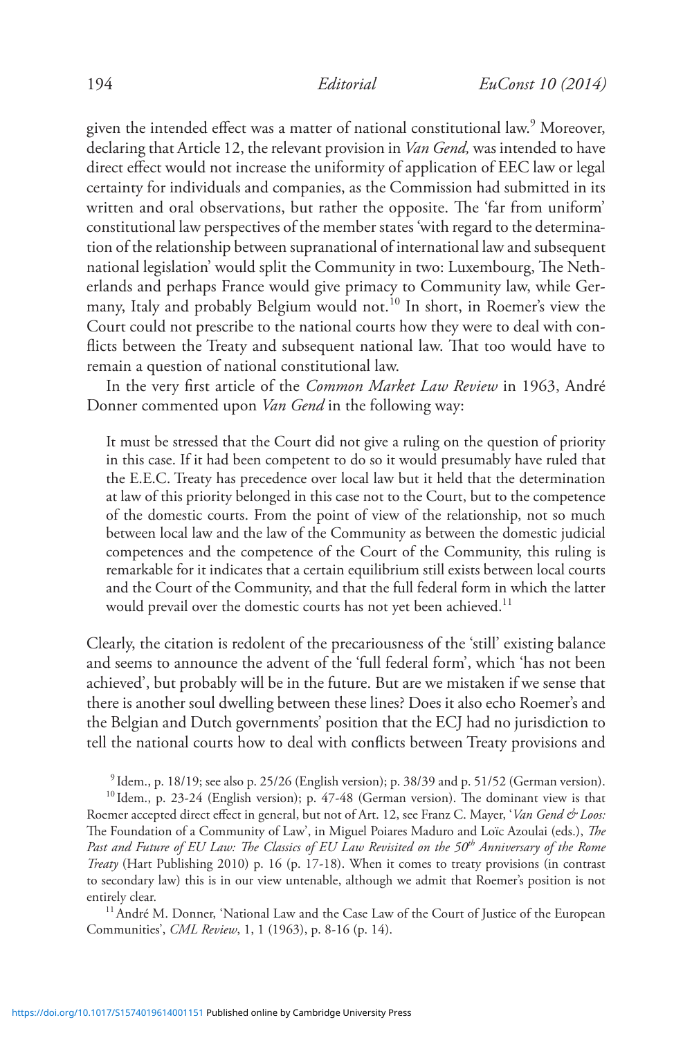given the intended effect was a matter of national constitutional law.[9] Moreover, declaring that Article 12, the relevant provision in *Van Gend,* was intended to have direct effect would not increase the uniformity of application of EEC law or legal certainty for individuals and companies, as the Commission had submitted in its written and oral observations, but rather the opposite. The 'far from uniform' constitutional law perspectives of the member states 'with regard to the determination of the relationship between supranational of international law and subsequent national legislation' would split the Community in two: Luxembourg, The Netherlands and perhaps France would give primacy to Community law, while Germany, Italy and probably Belgium would not.[10] In short, in Roemer's view the Court could not prescribe to the national courts how they were to deal with conflicts between the Treaty and subsequent national law. That too would have to remain a question of national constitutional law.

In the very first article of the *Common Market Law Review* in 1963, André Donner commented upon *Van Gend* in the following way:

> It must be stressed that the Court did not give a ruling on the question of priority in this case. If it had been competent to do so it would presumably have ruled that the E.E.C. Treaty has precedence over local law but it held that the determination at law of this priority belonged in this case not to the Court, but to the competence of the domestic courts. From the point of view of the relationship, not so much between local law and the law of the Community as between the domestic judicial competences and the competence of the Court of the Community, this ruling is remarkable for it indicates that a certain equilibrium still exists between local courts and the Court of the Community, and that the full federal form in which the latter would prevail over the domestic courts has not yet been achieved.[11]

Clearly, the citation is redolent of the precariousness of the 'still' existing balance and seems to announce the advent of the 'full federal form', which 'has not been achieved', but probably will be in the future. But are we mistaken if we sense that there is another soul dwelling between these lines? Does it also echo Roemer's and the Belgian and Dutch governments' position that the ECJ had no jurisdiction to tell the national courts how to deal with conflicts between Treaty provisions and

[9] Idem., p. 18/19; see also p. 25/26 (English version); p. 38/39 and p. 51/52 (German version).

[10] Idem., p. 23-24 (English version); p. 47-48 (German version). The dominant view is that Roemer accepted direct effect in general, but not of Art. 12, see Franz C. Mayer, '*Van Gend & Loos:* The Foundation of a Community of Law', in Miguel Poiares Maduro and Loïc Azoulai (eds.), *The Past and Future of EU Law: The Classics of EU Law Revisited on the 50th Anniversary of the Rome Treaty* (Hart Publishing 2010) p. 16 (p. 17-18). When it comes to treaty provisions (in contrast to secondary law) this is in our view untenable, although we admit that Roemer's position is not entirely clear.

[11] André M. Donner, 'National Law and the Case Law of the Court of Justice of the European Communities', *CML Review*, 1, 1 (1963), p. 8-16 (p. 14).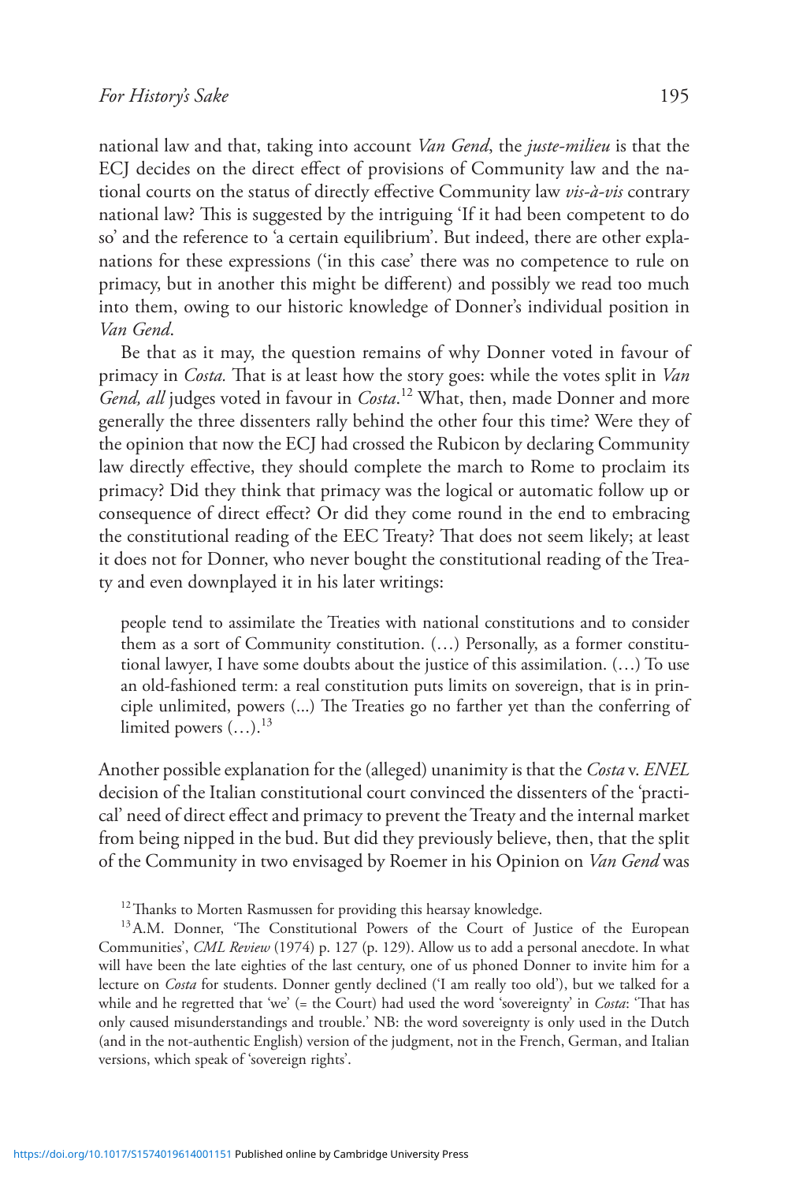national law and that, taking into account *Van Gend*, the *juste-milieu* is that the ECJ decides on the direct effect of provisions of Community law and the national courts on the status of directly effective Community law *vis-à-vis* contrary national law? This is suggested by the intriguing 'If it had been competent to do so' and the reference to 'a certain equilibrium'. But indeed, there are other explanations for these expressions ('in this case' there was no competence to rule on primacy, but in another this might be different) and possibly we read too much into them, owing to our historic knowledge of Donner's individual position in *Van Gend*.

Be that as it may, the question remains of why Donner voted in favour of primacy in *Costa.* That is at least how the story goes: while the votes split in *Van Gend, all* judges voted in favour in *Costa*.[12] What, then, made Donner and more generally the three dissenters rally behind the other four this time? Were they of the opinion that now the ECJ had crossed the Rubicon by declaring Community law directly effective, they should complete the march to Rome to proclaim its primacy? Did they think that primacy was the logical or automatic follow up or consequence of direct effect? Or did they come round in the end to embracing the constitutional reading of the EEC Treaty? That does not seem likely; at least it does not for Donner, who never bought the constitutional reading of the Treaty and even downplayed it in his later writings:

> people tend to assimilate the Treaties with national constitutions and to consider them as a sort of Community constitution. (…) Personally, as a former constitutional lawyer, I have some doubts about the justice of this assimilation. (…) To use an old-fashioned term: a real constitution puts limits on sovereign, that is in principle unlimited, powers (...) The Treaties go no farther yet than the conferring of limited powers (…).[13]

Another possible explanation for the (alleged) unanimity is that the *Costa* v. *ENEL* decision of the Italian constitutional court convinced the dissenters of the 'practical' need of direct effect and primacy to prevent the Treaty and the internal market from being nipped in the bud. But did they previously believe, then, that the split of the Community in two envisaged by Roemer in his Opinion on *Van Gend* was

[12] Thanks to Morten Rasmussen for providing this hearsay knowledge.

[13] A.M. Donner, 'The Constitutional Powers of the Court of Justice of the European Communities', *CML Review* (1974) p. 127 (p. 129). Allow us to add a personal anecdote. In what will have been the late eighties of the last century, one of us phoned Donner to invite him for a lecture on *Costa* for students. Donner gently declined ('I am really too old'), but we talked for a while and he regretted that 'we' (= the Court) had used the word 'sovereignty' in *Costa*: 'That has only caused misunderstandings and trouble.' NB: the word sovereignty is only used in the Dutch (and in the not-authentic English) version of the judgment, not in the French, German, and Italian versions, which speak of 'sovereign rights'.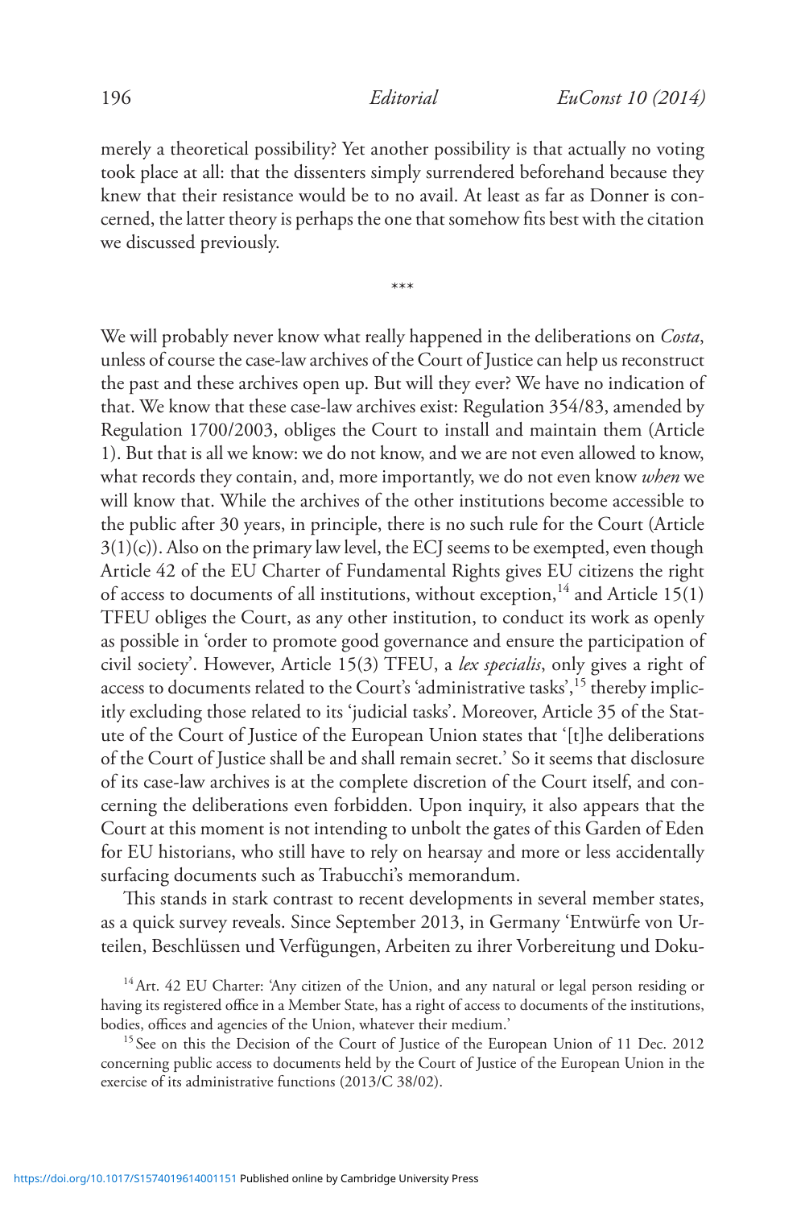merely a theoretical possibility? Yet another possibility is that actually no voting took place at all: that the dissenters simply surrendered beforehand because they knew that their resistance would be to no avail. At least as far as Donner is concerned, the latter theory is perhaps the one that somehow fits best with the citation we discussed previously.

\*\*\*

We will probably never know what really happened in the deliberations on *Costa*, unless of course the case-law archives of the Court of Justice can help us reconstruct the past and these archives open up. But will they ever? We have no indication of that. We know that these case-law archives exist: Regulation 354/83, amended by Regulation 1700/2003, obliges the Court to install and maintain them (Article 1). But that is all we know: we do not know, and we are not even allowed to know, what records they contain, and, more importantly, we do not even know *when* we will know that. While the archives of the other institutions become accessible to the public after 30 years, in principle, there is no such rule for the Court (Article 3(1)(c)). Also on the primary law level, the ECJ seems to be exempted, even though Article 42 of the EU Charter of Fundamental Rights gives EU citizens the right of access to documents of all institutions, without exception,[14] and Article 15(1) TFEU obliges the Court, as any other institution, to conduct its work as openly as possible in 'order to promote good governance and ensure the participation of civil society'. However, Article 15(3) TFEU, a *lex specialis*, only gives a right of access to documents related to the Court's 'administrative tasks',[15] thereby implicitly excluding those related to its 'judicial tasks'. Moreover, Article 35 of the Statute of the Court of Justice of the European Union states that '[t]he deliberations of the Court of Justice shall be and shall remain secret.' So it seems that disclosure of its case-law archives is at the complete discretion of the Court itself, and concerning the deliberations even forbidden. Upon inquiry, it also appears that the Court at this moment is not intending to unbolt the gates of this Garden of Eden for EU historians, who still have to rely on hearsay and more or less accidentally surfacing documents such as Trabucchi's memorandum.

This stands in stark contrast to recent developments in several member states, as a quick survey reveals. Since September 2013, in Germany 'Entwürfe von Urteilen, Beschlüssen und Verfügungen, Arbeiten zu ihrer Vorbereitung und Doku-

[14] Art. 42 EU Charter: 'Any citizen of the Union, and any natural or legal person residing or having its registered office in a Member State, has a right of access to documents of the institutions, bodies, offices and agencies of the Union, whatever their medium.'

[15] See on this the Decision of the Court of Justice of the European Union of 11 Dec. 2012 concerning public access to documents held by the Court of Justice of the European Union in the exercise of its administrative functions (2013/C 38/02).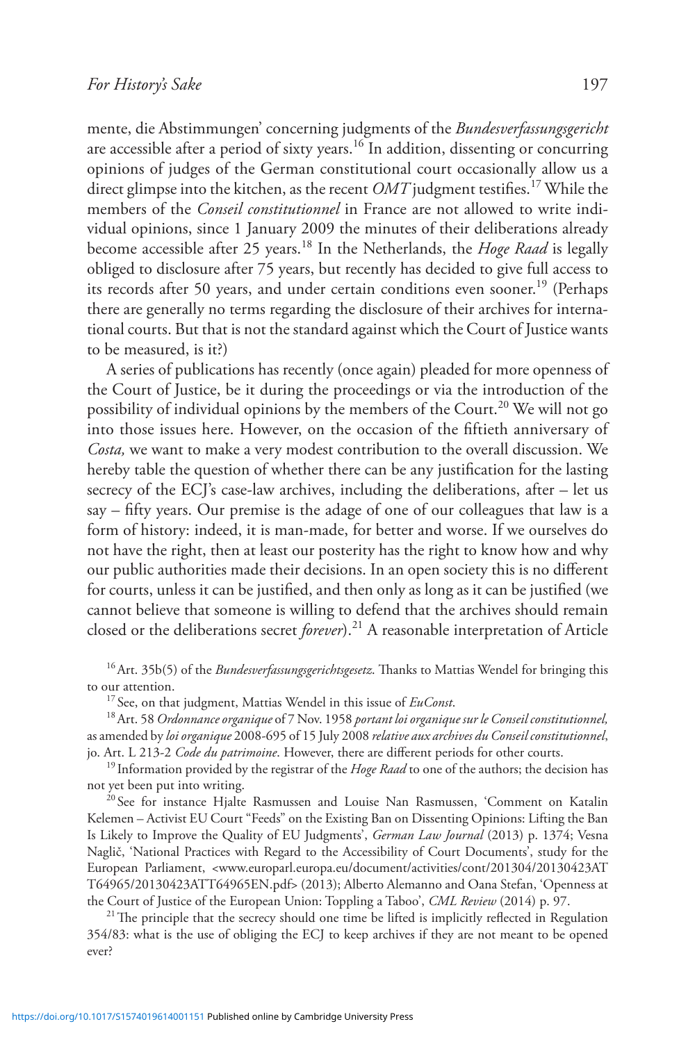mente, die Abstimmungen' concerning judgments of the *Bundesverfassungsgericht* are accessible after a period of sixty years.[16] In addition, dissenting or concurring opinions of judges of the German constitutional court occasionally allow us a direct glimpse into the kitchen, as the recent *OMT* judgment testifies.[17] While the members of the *Conseil constitutionnel* in France are not allowed to write individual opinions, since 1 January 2009 the minutes of their deliberations already become accessible after 25 years.[18] In the Netherlands, the *Hoge Raad* is legally obliged to disclosure after 75 years, but recently has decided to give full access to its records after 50 years, and under certain conditions even sooner.[19] (Perhaps there are generally no terms regarding the disclosure of their archives for international courts. But that is not the standard against which the Court of Justice wants to be measured, is it?)

A series of publications has recently (once again) pleaded for more openness of the Court of Justice, be it during the proceedings or via the introduction of the possibility of individual opinions by the members of the Court.[20] We will not go into those issues here. However, on the occasion of the fiftieth anniversary of *Costa,* we want to make a very modest contribution to the overall discussion. We hereby table the question of whether there can be any justification for the lasting secrecy of the ECJ's case-law archives, including the deliberations, after – let us say – fifty years. Our premise is the adage of one of our colleagues that law is a form of history: indeed, it is man-made, for better and worse. If we ourselves do not have the right, then at least our posterity has the right to know how and why our public authorities made their decisions. In an open society this is no different for courts, unless it can be justified, and then only as long as it can be justified (we cannot believe that someone is willing to defend that the archives should remain closed or the deliberations secret *forever*).[21] A reasonable interpretation of Article

---

[16] Art. 35b(5) of the *Bundesverfassungsgerichtsgesetz*. Thanks to Mattias Wendel for bringing this to our attention.

[17] See, on that judgment, Mattias Wendel in this issue of *EuConst*.

[18] Art. 58 *Ordonnance organique* of 7 Nov. 1958 *portant loi organique sur le Conseil constitutionnel,* as amended by *loi organique* 2008-695 of 15 July 2008 *relative aux archives du Conseil constitutionnel*, jo. Art. L 213-2 *Code du patrimoine*. However, there are different periods for other courts.

[19] Information provided by the registrar of the *Hoge Raad* to one of the authors; the decision has not yet been put into writing.

[20] See for instance Hjalte Rasmussen and Louise Nan Rasmussen, 'Comment on Katalin Kelemen – Activist EU Court "Feeds" on the Existing Ban on Dissenting Opinions: Lifting the Ban Is Likely to Improve the Quality of EU Judgments', *German Law Journal* (2013) p. 1374; Vesna Naglič, 'National Practices with Regard to the Accessibility of Court Documents', study for the European Parliament, <www.europarl.europa.eu/document/activities/cont/201304/20130423ATT64965/20130423ATT64965EN.pdf> (2013); Alberto Alemanno and Oana Stefan, 'Openness at the Court of Justice of the European Union: Toppling a Taboo', *CML Review* (2014) p. 97.

[21] The principle that the secrecy should one time be lifted is implicitly reflected in Regulation 354/83: what is the use of obliging the ECJ to keep archives if they are not meant to be opened ever?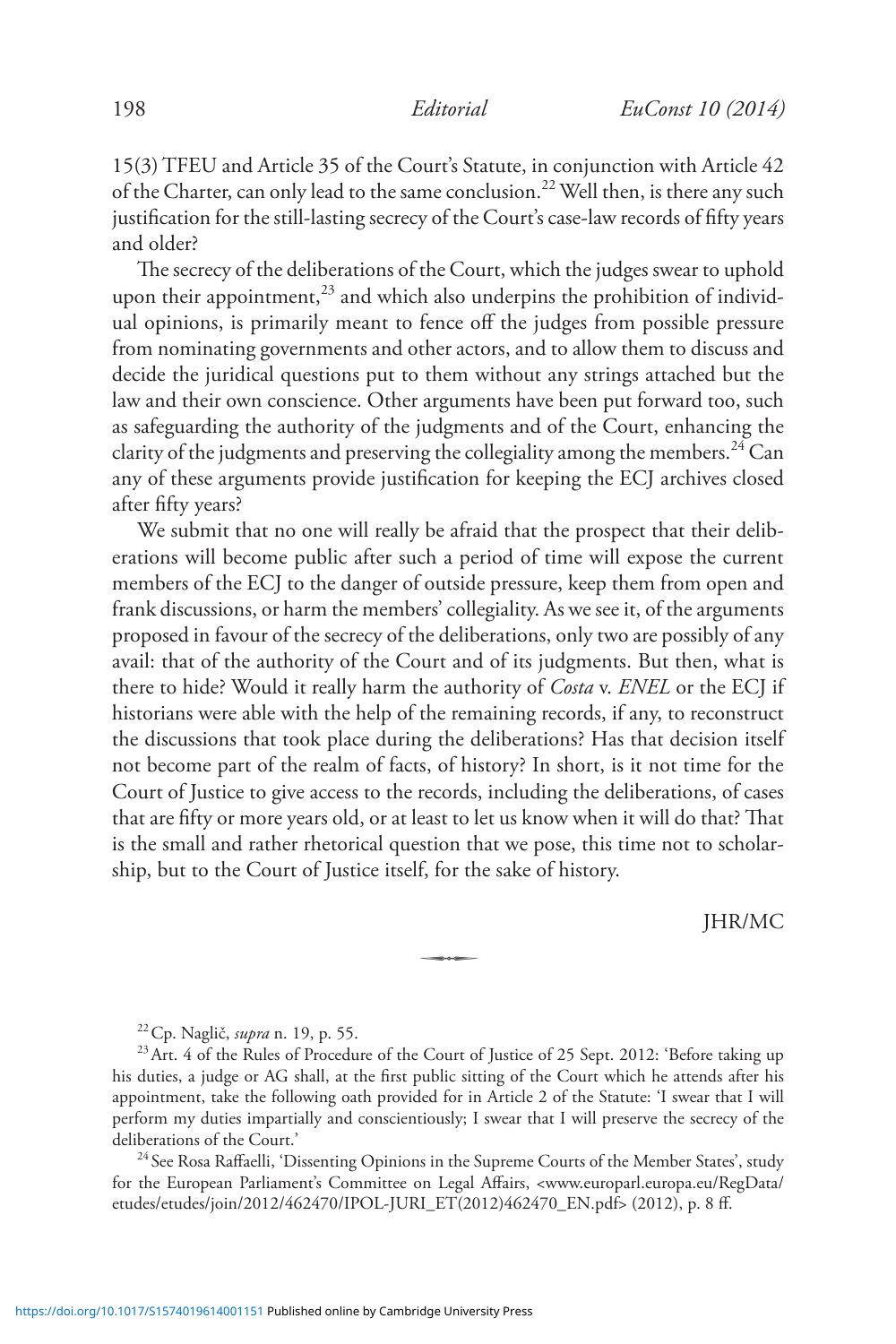15(3) TFEU and Article 35 of the Court's Statute, in conjunction with Article 42 of the Charter, can only lead to the same conclusion.[22] Well then, is there any such justification for the still-lasting secrecy of the Court's case-law records of fifty years and older?

The secrecy of the deliberations of the Court, which the judges swear to uphold upon their appointment,[23] and which also underpins the prohibition of individual opinions, is primarily meant to fence off the judges from possible pressure from nominating governments and other actors, and to allow them to discuss and decide the juridical questions put to them without any strings attached but the law and their own conscience. Other arguments have been put forward too, such as safeguarding the authority of the judgments and of the Court, enhancing the clarity of the judgments and preserving the collegiality among the members.[24] Can any of these arguments provide justification for keeping the ECJ archives closed after fifty years?

We submit that no one will really be afraid that the prospect that their deliberations will become public after such a period of time will expose the current members of the ECJ to the danger of outside pressure, keep them from open and frank discussions, or harm the members' collegiality. As we see it, of the arguments proposed in favour of the secrecy of the deliberations, only two are possibly of any avail: that of the authority of the Court and of its judgments. But then, what is there to hide? Would it really harm the authority of *Costa* v. *ENEL* or the ECJ if historians were able with the help of the remaining records, if any, to reconstruct the discussions that took place during the deliberations? Has that decision itself not become part of the realm of facts, of history? In short, is it not time for the Court of Justice to give access to the records, including the deliberations, of cases that are fifty or more years old, or at least to let us know when it will do that? That is the small and rather rhetorical question that we pose, this time not to scholarship, but to the Court of Justice itself, for the sake of history.

JHR/MC

---

[22] Cp. Naglič, *supra* n. 19, p. 55.

[23] Art. 4 of the Rules of Procedure of the Court of Justice of 25 Sept. 2012: 'Before taking up his duties, a judge or AG shall, at the first public sitting of the Court which he attends after his appointment, take the following oath provided for in Article 2 of the Statute: 'I swear that I will perform my duties impartially and conscientiously; I swear that I will preserve the secrecy of the deliberations of the Court.'

[24] See Rosa Raffaelli, 'Dissenting Opinions in the Supreme Courts of the Member States', study for the European Parliament's Committee on Legal Affairs, <www.europarl.europa.eu/RegData/etudes/etudes/join/2012/462470/IPOL-JURI_ET(2012)462470_EN.pdf> (2012), p. 8 ff.